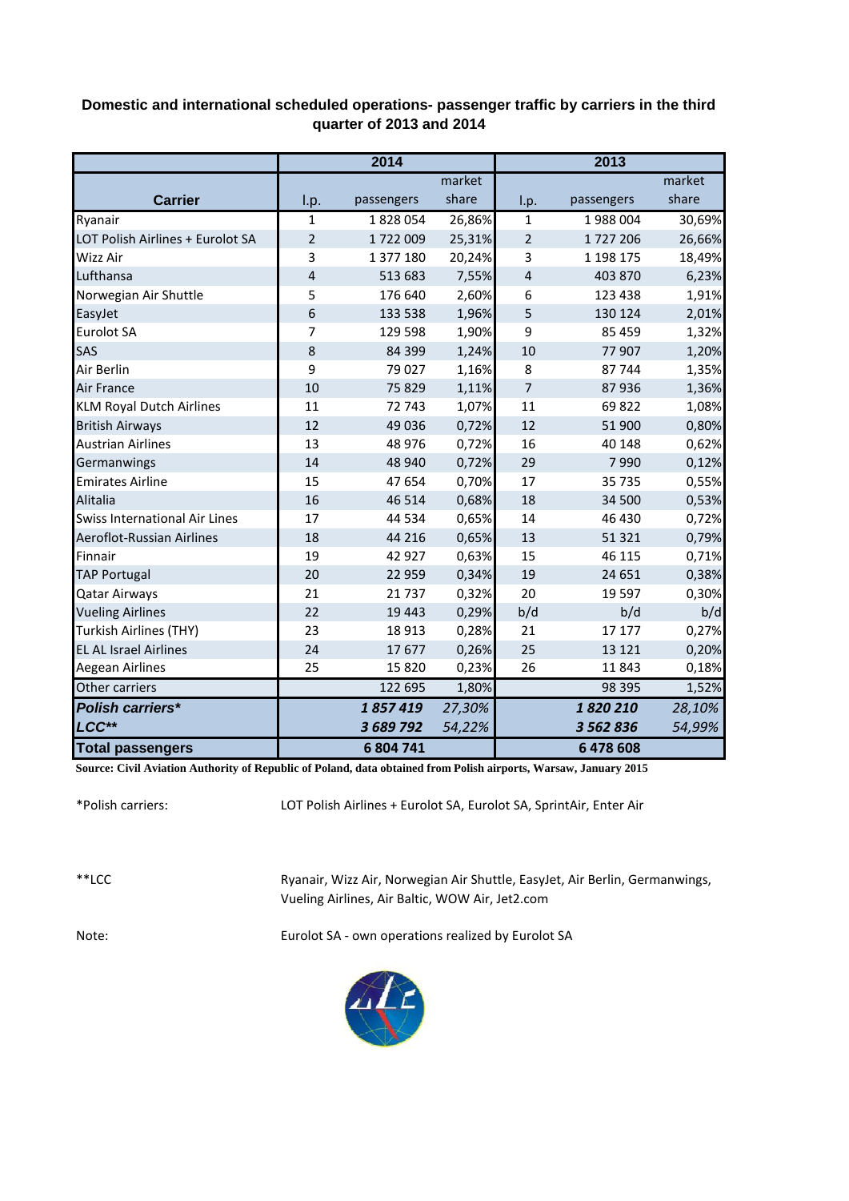**Domestic and international scheduled operations- passenger traffic by carriers in the third quarter of 2013 and 2014**

| Carrier | 2014 | | | 2013 | | |
|---|---|---|---|---|---|---|
| | l.p. | passengers | market share | l.p. | passengers | market share |
| Ryanair | 1 | 1 828 054 | 26,86% | 1 | 1 988 004 | 30,69% |
| LOT Polish Airlines + Eurolot SA | 2 | 1 722 009 | 25,31% | 2 | 1 727 206 | 26,66% |
| Wizz Air | 3 | 1 377 180 | 20,24% | 3 | 1 198 175 | 18,49% |
| Lufthansa | 4 | 513 683 | 7,55% | 4 | 403 870 | 6,23% |
| Norwegian Air Shuttle | 5 | 176 640 | 2,60% | 6 | 123 438 | 1,91% |
| EasyJet | 6 | 133 538 | 1,96% | 5 | 130 124 | 2,01% |
| Eurolot SA | 7 | 129 598 | 1,90% | 9 | 85 459 | 1,32% |
| SAS | 8 | 84 399 | 1,24% | 10 | 77 907 | 1,20% |
| Air Berlin | 9 | 79 027 | 1,16% | 8 | 87 744 | 1,35% |
| Air France | 10 | 75 829 | 1,11% | 7 | 87 936 | 1,36% |
| KLM Royal Dutch Airlines | 11 | 72 743 | 1,07% | 11 | 69 822 | 1,08% |
| British Airways | 12 | 49 036 | 0,72% | 12 | 51 900 | 0,80% |
| Austrian Airlines | 13 | 48 976 | 0,72% | 16 | 40 148 | 0,62% |
| Germanwings | 14 | 48 940 | 0,72% | 29 | 7 990 | 0,12% |
| Emirates Airline | 15 | 47 654 | 0,70% | 17 | 35 735 | 0,55% |
| Alitalia | 16 | 46 514 | 0,68% | 18 | 34 500 | 0,53% |
| Swiss International Air Lines | 17 | 44 534 | 0,65% | 14 | 46 430 | 0,72% |
| Aeroflot-Russian Airlines | 18 | 44 216 | 0,65% | 13 | 51 321 | 0,79% |
| Finnair | 19 | 42 927 | 0,63% | 15 | 46 115 | 0,71% |
| TAP Portugal | 20 | 22 959 | 0,34% | 19 | 24 651 | 0,38% |
| Qatar Airways | 21 | 21 737 | 0,32% | 20 | 19 597 | 0,30% |
| Vueling Airlines | 22 | 19 443 | 0,29% | b/d | b/d | b/d |
| Turkish Airlines (THY) | 23 | 18 913 | 0,28% | 21 | 17 177 | 0,27% |
| EL AL Israel Airlines | 24 | 17 677 | 0,26% | 25 | 13 121 | 0,20% |
| Aegean Airlines | 25 | 15 820 | 0,23% | 26 | 11 843 | 0,18% |
| Other carriers | | 122 695 | 1,80% | | 98 395 | 1,52% |
| ***Polish carriers**** | | ***1 857 419*** | *27,30%* | | ***1 820 210*** | *28,10%* |
| ***LCC***** | | ***3 689 792*** | *54,22%* | | ***3 562 836*** | *54,99%* |
| **Total passengers** | | **6 804 741** | | | **6 478 608** | |

**Source: Civil Aviation Authority of Republic of Poland, data obtained from Polish airports, Warsaw, January 2015**

*Polish carriers: LOT Polish Airlines + Eurolot SA, Eurolot SA, SprintAir, Enter Air

**LCC: Ryanair, Wizz Air, Norwegian Air Shuttle, EasyJet, Air Berlin, Germanwings, Vueling Airlines, Air Baltic, WOW Air, Jet2.com

Note: Eurolot SA - own operations realized by Eurolot SA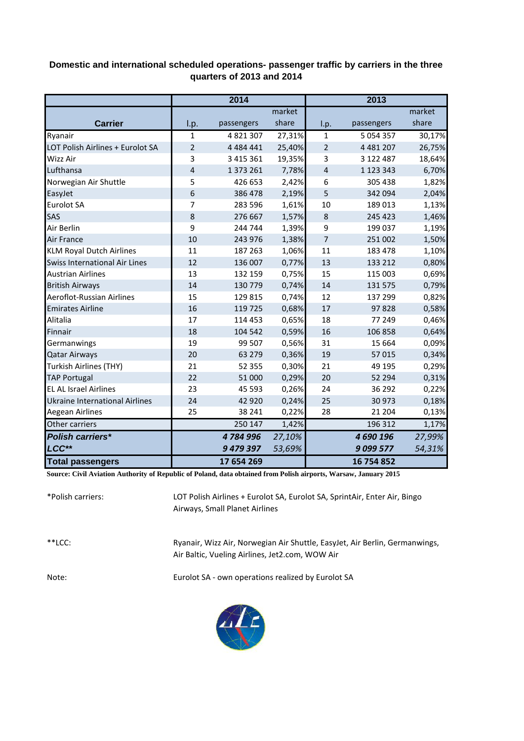### Domestic and international scheduled operations- passenger traffic by carriers in the three quarters of 2013 and 2014

| Carrier | 2014 | | | 2013 | | |
|---|---|---|---|---|---|---|
| | l.p. | passengers | market share | l.p. | passengers | market share |
| Ryanair | 1 | 4 821 307 | 27,31% | 1 | 5 054 357 | 30,17% |
| LOT Polish Airlines + Eurolot SA | 2 | 4 484 441 | 25,40% | 2 | 4 481 207 | 26,75% |
| Wizz Air | 3 | 3 415 361 | 19,35% | 3 | 3 122 487 | 18,64% |
| Lufthansa | 4 | 1 373 261 | 7,78% | 4 | 1 123 343 | 6,70% |
| Norwegian Air Shuttle | 5 | 426 653 | 2,42% | 6 | 305 438 | 1,82% |
| EasyJet | 6 | 386 478 | 2,19% | 5 | 342 094 | 2,04% |
| Eurolot SA | 7 | 283 596 | 1,61% | 10 | 189 013 | 1,13% |
| SAS | 8 | 276 667 | 1,57% | 8 | 245 423 | 1,46% |
| Air Berlin | 9 | 244 744 | 1,39% | 9 | 199 037 | 1,19% |
| Air France | 10 | 243 976 | 1,38% | 7 | 251 002 | 1,50% |
| KLM Royal Dutch Airlines | 11 | 187 263 | 1,06% | 11 | 183 478 | 1,10% |
| Swiss International Air Lines | 12 | 136 007 | 0,77% | 13 | 133 212 | 0,80% |
| Austrian Airlines | 13 | 132 159 | 0,75% | 15 | 115 003 | 0,69% |
| British Airways | 14 | 130 779 | 0,74% | 14 | 131 575 | 0,79% |
| Aeroflot-Russian Airlines | 15 | 129 815 | 0,74% | 12 | 137 299 | 0,82% |
| Emirates Airline | 16 | 119 725 | 0,68% | 17 | 97 828 | 0,58% |
| Alitalia | 17 | 114 453 | 0,65% | 18 | 77 249 | 0,46% |
| Finnair | 18 | 104 542 | 0,59% | 16 | 106 858 | 0,64% |
| Germanwings | 19 | 99 507 | 0,56% | 31 | 15 664 | 0,09% |
| Qatar Airways | 20 | 63 279 | 0,36% | 19 | 57 015 | 0,34% |
| Turkish Airlines (THY) | 21 | 52 355 | 0,30% | 21 | 49 195 | 0,29% |
| TAP Portugal | 22 | 51 000 | 0,29% | 20 | 52 294 | 0,31% |
| EL AL Israel Airlines | 23 | 45 593 | 0,26% | 24 | 36 292 | 0,22% |
| Ukraine International Airlines | 24 | 42 920 | 0,24% | 25 | 30 973 | 0,18% |
| Aegean Airlines | 25 | 38 241 | 0,22% | 28 | 21 204 | 0,13% |
| Other carriers | | 250 147 | 1,42% | | 196 312 | 1,17% |
| ***Polish carriers**** | | ***4 784 996*** | *27,10%* | | ***4 690 196*** | *27,99%* |
| ***LCC***** | | ***9 479 397*** | *53,69%* | | ***9 099 577*** | *54,31%* |
| **Total passengers** | | **17 654 269** | | | **16 754 852** | |

**Source: Civil Aviation Authority of Republic of Poland, data obtained from Polish airports, Warsaw, January 2015**

*Polish carriers: LOT Polish Airlines + Eurolot SA, Eurolot SA, SprintAir, Enter Air, Bingo Airways, Small Planet Airlines

**LCC: Ryanair, Wizz Air, Norwegian Air Shuttle, EasyJet, Air Berlin, Germanwings, Air Baltic, Vueling Airlines, Jet2.com, WOW Air

Note: Eurolot SA - own operations realized by Eurolot SA